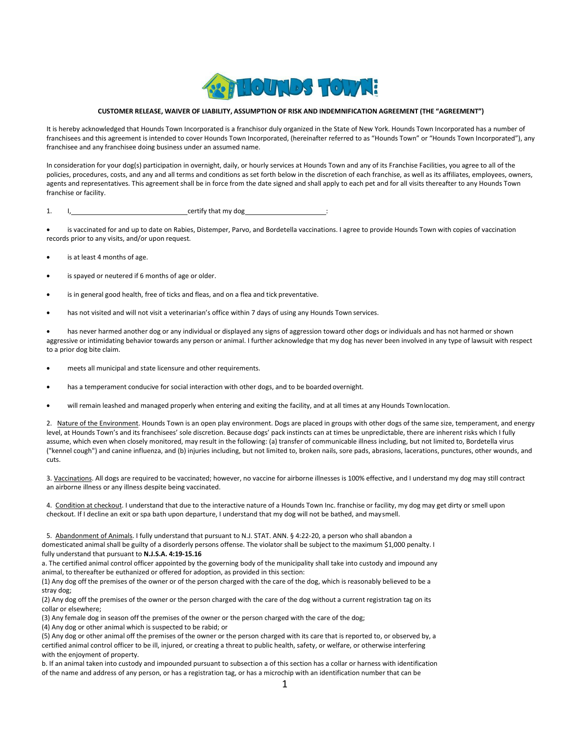**CUSTOMER RELEASE, WAIVER OF LIABILITY, ASSUMPTION OF RISK AND INDEMNIFICATION AGREEMENT (THE "AGREEMENT")**

It is hereby acknowledged that Hounds Town Incorporated is a franchisor duly organized in the State of New York. Hounds Town Incorporated has a number of franchisees and this agreement is intended to cover Hounds Town Incorporated, (hereinafter referred to as "Hounds Town" or "Hounds Town Incorporated"), any franchisee and any franchisee doing business under an assumed name.

In consideration for your dog(s) participation in overnight, daily, or hourly services at Hounds Town and any of its Franchise Facilities, you agree to all of the policies, procedures, costs, and any and all terms and conditions as set forth below in the discretion of each franchise, as well as its affiliates, employees, owners, agents and representatives. This agreement shall be in force from the date signed and shall apply to each pet and for all visits thereafter to any Hounds Town franchise or facility.

1. I,______________________________certify that my dog_____________________:

- is vaccinated for and up to date on Rabies, Distemper, Parvo, and Bordetella vaccinations. I agree to provide Hounds Town with copies of vaccination records prior to any visits, and/or upon request.
- is at least 4 months of age.
- is spayed or neutered if 6 months of age or older.
- is in general good health, free of ticks and fleas, and on a flea and tick preventative.
- has not visited and will not visit a veterinarian's office within 7 days of using any Hounds Town services.
- has never harmed another dog or any individual or displayed any signs of aggression toward other dogs or individuals and has not harmed or shown aggressive or intimidating behavior towards any person or animal. I further acknowledge that my dog has never been involved in any type of lawsuit with respect to a prior dog bite claim.
- meets all municipal and state licensure and other requirements.
- has a temperament conducive for social interaction with other dogs, and to be boarded overnight.
- will remain leashed and managed properly when entering and exiting the facility, and at all times at any Hounds Town location.

2. Nature of the Environment. Hounds Town is an open play environment. Dogs are placed in groups with other dogs of the same size, temperament, and energy level, at Hounds Town's and its franchisees' sole discretion. Because dogs' pack instincts can at times be unpredictable, there are inherent risks which I fully assume, which even when closely monitored, may result in the following: (a) transfer of communicable illness including, but not limited to, Bordetella virus ("kennel cough") and canine influenza, and (b) injuries including, but not limited to, broken nails, sore pads, abrasions, lacerations, punctures, other wounds, and cuts.

3. Vaccinations. All dogs are required to be vaccinated; however, no vaccine for airborne illnesses is 100% effective, and I understand my dog may still contract an airborne illness or any illness despite being vaccinated.

4. Condition at checkout. I understand that due to the interactive nature of a Hounds Town Inc. franchise or facility, my dog may get dirty or smell upon checkout. If I decline an exit or spa bath upon departure, I understand that my dog will not be bathed, and may smell.

5. Abandonment of Animals. I fully understand that pursuant to N.J. STAT. ANN. § 4:22-20, a person who shall abandon a domesticated animal shall be guilty of a disorderly persons offense. The violator shall be subject to the maximum $1,000 penalty. I fully understand that pursuant to **N.J.S.A. 4:19-15.16**

a. The certified animal control officer appointed by the governing body of the municipality shall take into custody and impound any animal, to thereafter be euthanized or offered for adoption, as provided in this section:

(1) Any dog off the premises of the owner or of the person charged with the care of the dog, which is reasonably believed to be a stray dog;

(2) Any dog off the premises of the owner or the person charged with the care of the dog without a current registration tag on its collar or elsewhere;

(3) Any female dog in season off the premises of the owner or the person charged with the care of the dog;

(4) Any dog or other animal which is suspected to be rabid; or

(5) Any dog or other animal off the premises of the owner or the person charged with its care that is reported to, or observed by, a certified animal control officer to be ill, injured, or creating a threat to public health, safety, or welfare, or otherwise interfering with the enjoyment of property.

b. If an animal taken into custody and impounded pursuant to subsection a of this section has a collar or harness with identification of the name and address of any person, or has a registration tag, or has a microchip with an identification number that can be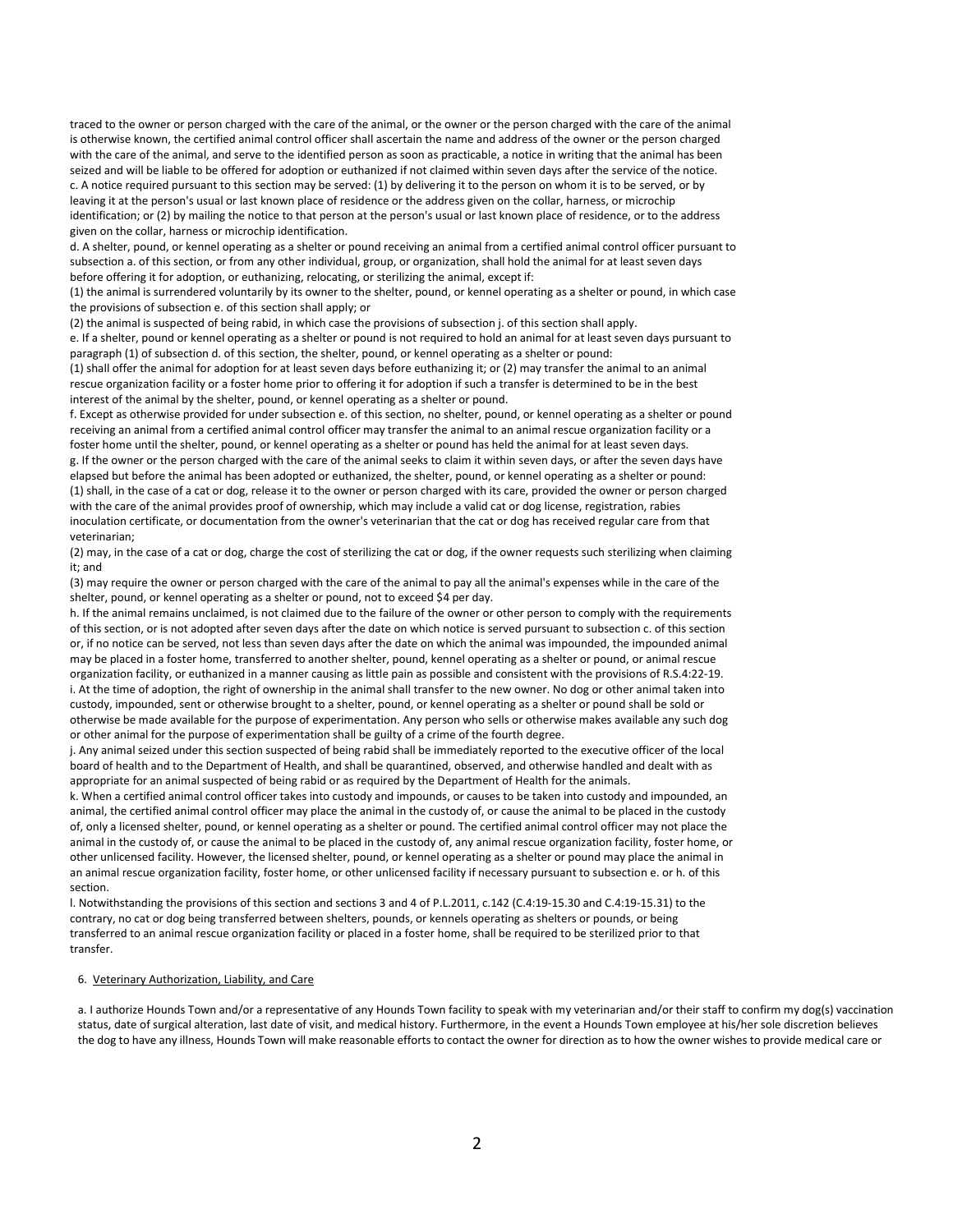traced to the owner or person charged with the care of the animal, or the owner or the person charged with the care of the animal is otherwise known, the certified animal control officer shall ascertain the name and address of the owner or the person charged with the care of the animal, and serve to the identified person as soon as practicable, a notice in writing that the animal has been seized and will be liable to be offered for adoption or euthanized if not claimed within seven days after the service of the notice.

c. A notice required pursuant to this section may be served: (1) by delivering it to the person on whom it is to be served, or by leaving it at the person's usual or last known place of residence or the address given on the collar, harness, or microchip identification; or (2) by mailing the notice to that person at the person's usual or last known place of residence, or to the address given on the collar, harness or microchip identification.

d. A shelter, pound, or kennel operating as a shelter or pound receiving an animal from a certified animal control officer pursuant to subsection a. of this section, or from any other individual, group, or organization, shall hold the animal for at least seven days before offering it for adoption, or euthanizing, relocating, or sterilizing the animal, except if:

(1) the animal is surrendered voluntarily by its owner to the shelter, pound, or kennel operating as a shelter or pound, in which case the provisions of subsection e. of this section shall apply; or

(2) the animal is suspected of being rabid, in which case the provisions of subsection j. of this section shall apply.

e. If a shelter, pound or kennel operating as a shelter or pound is not required to hold an animal for at least seven days pursuant to paragraph (1) of subsection d. of this section, the shelter, pound, or kennel operating as a shelter or pound:

(1) shall offer the animal for adoption for at least seven days before euthanizing it; or (2) may transfer the animal to an animal rescue organization facility or a foster home prior to offering it for adoption if such a transfer is determined to be in the best interest of the animal by the shelter, pound, or kennel operating as a shelter or pound.

f. Except as otherwise provided for under subsection e. of this section, no shelter, pound, or kennel operating as a shelter or pound receiving an animal from a certified animal control officer may transfer the animal to an animal rescue organization facility or a foster home until the shelter, pound, or kennel operating as a shelter or pound has held the animal for at least seven days.

g. If the owner or the person charged with the care of the animal seeks to claim it within seven days, or after the seven days have elapsed but before the animal has been adopted or euthanized, the shelter, pound, or kennel operating as a shelter or pound:

(1) shall, in the case of a cat or dog, release it to the owner or person charged with its care, provided the owner or person charged with the care of the animal provides proof of ownership, which may include a valid cat or dog license, registration, rabies inoculation certificate, or documentation from the owner's veterinarian that the cat or dog has received regular care from that veterinarian;

(2) may, in the case of a cat or dog, charge the cost of sterilizing the cat or dog, if the owner requests such sterilizing when claiming it; and

(3) may require the owner or person charged with the care of the animal to pay all the animal's expenses while in the care of the shelter, pound, or kennel operating as a shelter or pound, not to exceed $4 per day.

h. If the animal remains unclaimed, is not claimed due to the failure of the owner or other person to comply with the requirements of this section, or is not adopted after seven days after the date on which notice is served pursuant to subsection c. of this section or, if no notice can be served, not less than seven days after the date on which the animal was impounded, the impounded animal may be placed in a foster home, transferred to another shelter, pound, kennel operating as a shelter or pound, or animal rescue organization facility, or euthanized in a manner causing as little pain as possible and consistent with the provisions of R.S.4:22-19.

i. At the time of adoption, the right of ownership in the animal shall transfer to the new owner. No dog or other animal taken into custody, impounded, sent or otherwise brought to a shelter, pound, or kennel operating as a shelter or pound shall be sold or otherwise be made available for the purpose of experimentation. Any person who sells or otherwise makes available any such dog or other animal for the purpose of experimentation shall be guilty of a crime of the fourth degree.

j. Any animal seized under this section suspected of being rabid shall be immediately reported to the executive officer of the local board of health and to the Department of Health, and shall be quarantined, observed, and otherwise handled and dealt with as appropriate for an animal suspected of being rabid or as required by the Department of Health for the animals.

k. When a certified animal control officer takes into custody and impounds, or causes to be taken into custody and impounded, an animal, the certified animal control officer may place the animal in the custody of, or cause the animal to be placed in the custody of, only a licensed shelter, pound, or kennel operating as a shelter or pound. The certified animal control officer may not place the animal in the custody of, or cause the animal to be placed in the custody of, any animal rescue organization facility, foster home, or other unlicensed facility. However, the licensed shelter, pound, or kennel operating as a shelter or pound may place the animal in an animal rescue organization facility, foster home, or other unlicensed facility if necessary pursuant to subsection e. or h. of this section.

l. Notwithstanding the provisions of this section and sections 3 and 4 of P.L.2011, c.142 (C.4:19-15.30 and C.4:19-15.31) to the contrary, no cat or dog being transferred between shelters, pounds, or kennels operating as shelters or pounds, or being transferred to an animal rescue organization facility or placed in a foster home, shall be required to be sterilized prior to that transfer.

6. Veterinary Authorization, Liability, and Care

a. I authorize Hounds Town and/or a representative of any Hounds Town facility to speak with my veterinarian and/or their staff to confirm my dog(s) vaccination status, date of surgical alteration, last date of visit, and medical history. Furthermore, in the event a Hounds Town employee at his/her sole discretion believes the dog to have any illness, Hounds Town will make reasonable efforts to contact the owner for direction as to how the owner wishes to provide medical care or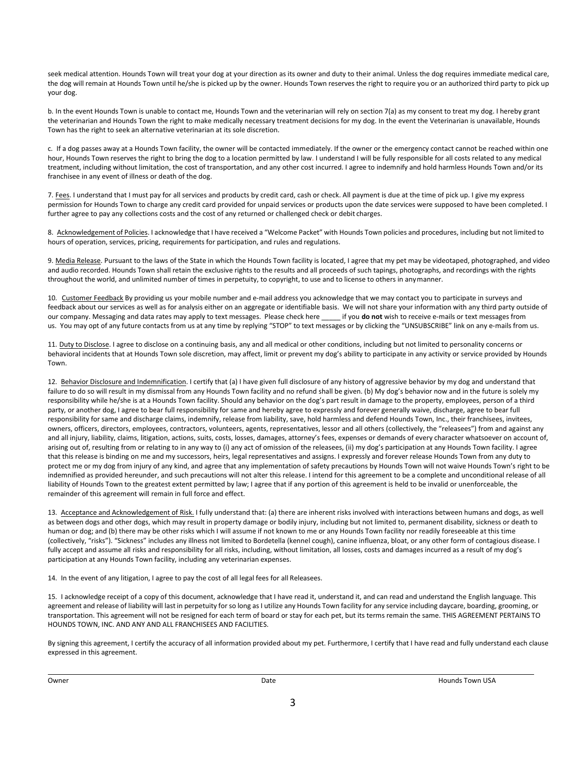seek medical attention. Hounds Town will treat your dog at your direction as its owner and duty to their animal. Unless the dog requires immediate medical care, the dog will remain at Hounds Town until he/she is picked up by the owner. Hounds Town reserves the right to require you or an authorized third party to pick up your dog.

b. In the event Hounds Town is unable to contact me, Hounds Town and the veterinarian will rely on section 7(a) as my consent to treat my dog. I hereby grant the veterinarian and Hounds Town the right to make medically necessary treatment decisions for my dog. In the event the Veterinarian is unavailable, Hounds Town has the right to seek an alternative veterinarian at its sole discretion.

c. If a dog passes away at a Hounds Town facility, the owner will be contacted immediately. If the owner or the emergency contact cannot be reached within one hour, Hounds Town reserves the right to bring the dog to a location permitted by law. I understand I will be fully responsible for all costs related to any medical treatment, including without limitation, the cost of transportation, and any other cost incurred. I agree to indemnify and hold harmless Hounds Town and/or its franchisee in any event of illness or death of the dog.

7. Fees. I understand that I must pay for all services and products by credit card, cash or check. All payment is due at the time of pick up. I give my express permission for Hounds Town to charge any credit card provided for unpaid services or products upon the date services were supposed to have been completed. I further agree to pay any collections costs and the cost of any returned or challenged check or debit charges.

8. Acknowledgement of Policies. I acknowledge that I have received a "Welcome Packet" with Hounds Town policies and procedures, including but not limited to hours of operation, services, pricing, requirements for participation, and rules and regulations.

9. Media Release. Pursuant to the laws of the State in which the Hounds Town facility is located, I agree that my pet may be videotaped, photographed, and video and audio recorded. Hounds Town shall retain the exclusive rights to the results and all proceeds of such tapings, photographs, and recordings with the rights throughout the world, and unlimited number of times in perpetuity, to copyright, to use and to license to others in anymanner.

10. Customer Feedback By providing us your mobile number and e-mail address you acknowledge that we may contact you to participate in surveys and feedback about our services as well as for analysis either on an aggregate or identifiable basis. We will not share your information with any third party outside of our company. Messaging and data rates may apply to text messages. Please check here _____ if you **do not** wish to receive e-mails or text messages from us. You may opt of any future contacts from us at any time by replying "STOP" to text messages or by clicking the "UNSUBSCRIBE" link on any e-mails from us.

11. Duty to Disclose. I agree to disclose on a continuing basis, any and all medical or other conditions, including but not limited to personality concerns or behavioral incidents that at Hounds Town sole discretion, may affect, limit or prevent my dog's ability to participate in any activity or service provided by Hounds Town.

12. Behavior Disclosure and Indemnification. I certify that (a) I have given full disclosure of any history of aggressive behavior by my dog and understand that failure to do so will result in my dismissal from any Hounds Town facility and no refund shall be given. (b) My dog's behavior now and in the future is solely my responsibility while he/she is at a Hounds Town facility. Should any behavior on the dog's part result in damage to the property, employees, person of a third party, or another dog, I agree to bear full responsibility for same and hereby agree to expressly and forever generally waive, discharge, agree to bear full responsibility for same and discharge claims, indemnify, release from liability, save, hold harmless and defend Hounds Town, Inc., their franchisees, invitees, owners, officers, directors, employees, contractors, volunteers, agents, representatives, lessor and all others (collectively, the "releasees") from and against any and all injury, liability, claims, litigation, actions, suits, costs, losses, damages, attorney's fees, expenses or demands of every character whatsoever on account of, arising out of, resulting from or relating to in any way to (i) any act of omission of the releasees, (ii) my dog's participation at any Hounds Town facility. I agree that this release is binding on me and my successors, heirs, legal representatives and assigns. I expressly and forever release Hounds Town from any duty to protect me or my dog from injury of any kind, and agree that any implementation of safety precautions by Hounds Town will not waive Hounds Town's right to be indemnified as provided hereunder, and such precautions will not alter this release. I intend for this agreement to be a complete and unconditional release of all liability of Hounds Town to the greatest extent permitted by law; I agree that if any portion of this agreement is held to be invalid or unenforceable, the remainder of this agreement will remain in full force and effect.

13. Acceptance and Acknowledgement of Risk. I fully understand that: (a) there are inherent risks involved with interactions between humans and dogs, as well as between dogs and other dogs, which may result in property damage or bodily injury, including but not limited to, permanent disability, sickness or death to human or dog; and (b) there may be other risks which I will assume if not known to me or any Hounds Town facility nor readily foreseeable at this time (collectively, "risks"). "Sickness" includes any illness not limited to Bordetella (kennel cough), canine influenza, bloat, or any other form of contagious disease. I fully accept and assume all risks and responsibility for all risks, including, without limitation, all losses, costs and damages incurred as a result of my dog's participation at any Hounds Town facility, including any veterinarian expenses.

14. In the event of any litigation, I agree to pay the cost of all legal fees for all Releasees.

15. I acknowledge receipt of a copy of this document, acknowledge that I have read it, understand it, and can read and understand the English language. This agreement and release of liability will last in perpetuity for so long as I utilize any Hounds Town facility for any service including daycare, boarding, grooming, or transportation. This agreement will not be resigned for each term of board or stay for each pet, but its terms remain the same. THIS AGREEMENT PERTAINS TO HOUNDS TOWN, INC. AND ANY AND ALL FRANCHISEES AND FACILITIES.

By signing this agreement, I certify the accuracy of all information provided about my pet. Furthermore, I certify that I have read and fully understand each clause expressed in this agreement.

Owner Date Hounds Town USA